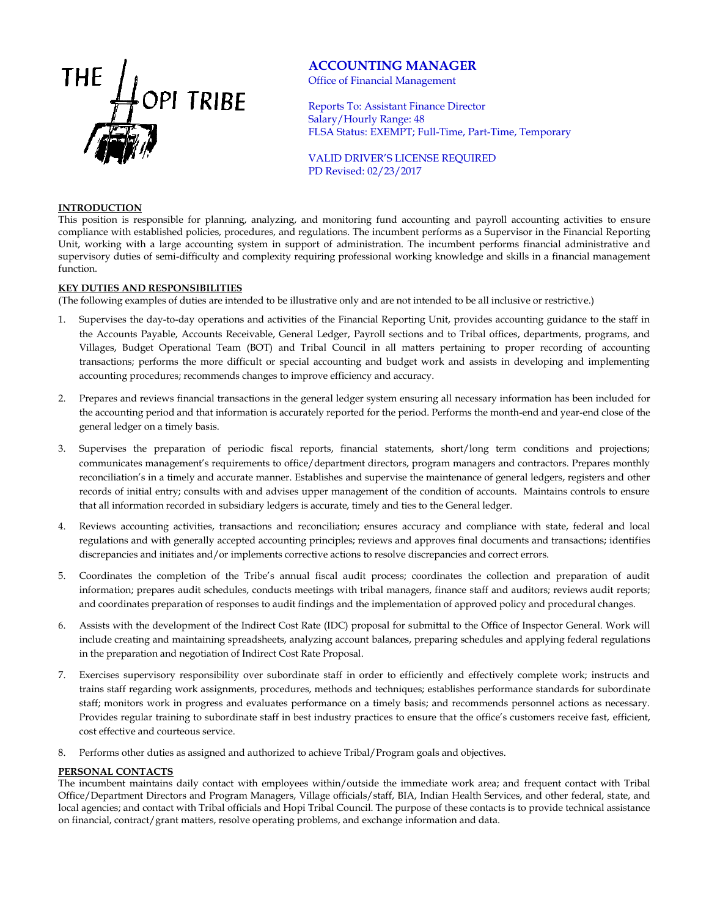THE HOPI TRIBE

# ACCOUNTING MANAGER

Office of Financial Management

Reports To: Assistant Finance Director
Salary/Hourly Range: 48
FLSA Status: EXEMPT; Full-Time, Part-Time, Temporary

VALID DRIVER'S LICENSE REQUIRED
PD Revised: 02/23/2017

## INTRODUCTION

This position is responsible for planning, analyzing, and monitoring fund accounting and payroll accounting activities to ensure compliance with established policies, procedures, and regulations. The incumbent performs as a Supervisor in the Financial Reporting Unit, working with a large accounting system in support of administration. The incumbent performs financial administrative and supervisory duties of semi-difficulty and complexity requiring professional working knowledge and skills in a financial management function.

## KEY DUTIES AND RESPONSIBILITIES

(The following examples of duties are intended to be illustrative only and are not intended to be all inclusive or restrictive.)

1. Supervises the day-to-day operations and activities of the Financial Reporting Unit, provides accounting guidance to the staff in the Accounts Payable, Accounts Receivable, General Ledger, Payroll sections and to Tribal offices, departments, programs, and Villages, Budget Operational Team (BOT) and Tribal Council in all matters pertaining to proper recording of accounting transactions; performs the more difficult or special accounting and budget work and assists in developing and implementing accounting procedures; recommends changes to improve efficiency and accuracy.

2. Prepares and reviews financial transactions in the general ledger system ensuring all necessary information has been included for the accounting period and that information is accurately reported for the period. Performs the month-end and year-end close of the general ledger on a timely basis.

3. Supervises the preparation of periodic fiscal reports, financial statements, short/long term conditions and projections; communicates management's requirements to office/department directors, program managers and contractors. Prepares monthly reconciliation's in a timely and accurate manner. Establishes and supervise the maintenance of general ledgers, registers and other records of initial entry; consults with and advises upper management of the condition of accounts. Maintains controls to ensure that all information recorded in subsidiary ledgers is accurate, timely and ties to the General ledger.

4. Reviews accounting activities, transactions and reconciliation; ensures accuracy and compliance with state, federal and local regulations and with generally accepted accounting principles; reviews and approves final documents and transactions; identifies discrepancies and initiates and/or implements corrective actions to resolve discrepancies and correct errors.

5. Coordinates the completion of the Tribe's annual fiscal audit process; coordinates the collection and preparation of audit information; prepares audit schedules, conducts meetings with tribal managers, finance staff and auditors; reviews audit reports; and coordinates preparation of responses to audit findings and the implementation of approved policy and procedural changes.

6. Assists with the development of the Indirect Cost Rate (IDC) proposal for submittal to the Office of Inspector General. Work will include creating and maintaining spreadsheets, analyzing account balances, preparing schedules and applying federal regulations in the preparation and negotiation of Indirect Cost Rate Proposal.

7. Exercises supervisory responsibility over subordinate staff in order to efficiently and effectively complete work; instructs and trains staff regarding work assignments, procedures, methods and techniques; establishes performance standards for subordinate staff; monitors work in progress and evaluates performance on a timely basis; and recommends personnel actions as necessary. Provides regular training to subordinate staff in best industry practices to ensure that the office's customers receive fast, efficient, cost effective and courteous service.

8. Performs other duties as assigned and authorized to achieve Tribal/Program goals and objectives.

## PERSONAL CONTACTS

The incumbent maintains daily contact with employees within/outside the immediate work area; and frequent contact with Tribal Office/Department Directors and Program Managers, Village officials/staff, BIA, Indian Health Services, and other federal, state, and local agencies; and contact with Tribal officials and Hopi Tribal Council. The purpose of these contacts is to provide technical assistance on financial, contract/grant matters, resolve operating problems, and exchange information and data.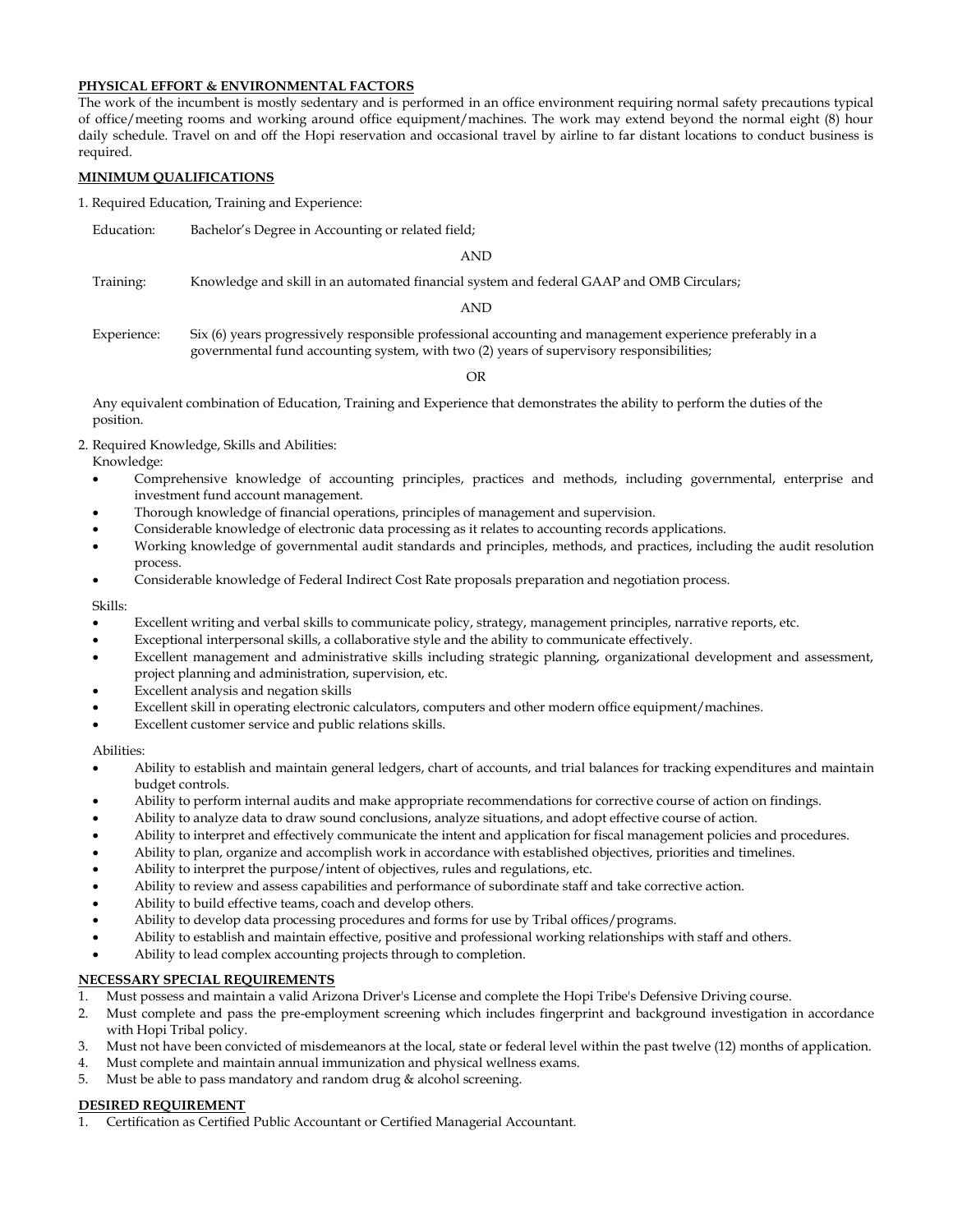**PHYSICAL EFFORT & ENVIRONMENTAL FACTORS**

The work of the incumbent is mostly sedentary and is performed in an office environment requiring normal safety precautions typical of office/meeting rooms and working around office equipment/machines. The work may extend beyond the normal eight (8) hour daily schedule. Travel on and off the Hopi reservation and occasional travel by airline to far distant locations to conduct business is required.

**MINIMUM QUALIFICATIONS**

1. Required Education, Training and Experience:

Education: Bachelor's Degree in Accounting or related field;

AND

Training: Knowledge and skill in an automated financial system and federal GAAP and OMB Circulars;

AND

Experience: Six (6) years progressively responsible professional accounting and management experience preferably in a governmental fund accounting system, with two (2) years of supervisory responsibilities;

OR

Any equivalent combination of Education, Training and Experience that demonstrates the ability to perform the duties of the position.

2. Required Knowledge, Skills and Abilities:

Knowledge:

- Comprehensive knowledge of accounting principles, practices and methods, including governmental, enterprise and investment fund account management.
- Thorough knowledge of financial operations, principles of management and supervision.
- Considerable knowledge of electronic data processing as it relates to accounting records applications.
- Working knowledge of governmental audit standards and principles, methods, and practices, including the audit resolution process.
- Considerable knowledge of Federal Indirect Cost Rate proposals preparation and negotiation process.

Skills:

- Excellent writing and verbal skills to communicate policy, strategy, management principles, narrative reports, etc.
- Exceptional interpersonal skills, a collaborative style and the ability to communicate effectively.
- Excellent management and administrative skills including strategic planning, organizational development and assessment, project planning and administration, supervision, etc.
- Excellent analysis and negation skills
- Excellent skill in operating electronic calculators, computers and other modern office equipment/machines.
- Excellent customer service and public relations skills.

Abilities:

- Ability to establish and maintain general ledgers, chart of accounts, and trial balances for tracking expenditures and maintain budget controls.
- Ability to perform internal audits and make appropriate recommendations for corrective course of action on findings.
- Ability to analyze data to draw sound conclusions, analyze situations, and adopt effective course of action.
- Ability to interpret and effectively communicate the intent and application for fiscal management policies and procedures.
- Ability to plan, organize and accomplish work in accordance with established objectives, priorities and timelines.
- Ability to interpret the purpose/intent of objectives, rules and regulations, etc.
- Ability to review and assess capabilities and performance of subordinate staff and take corrective action.
- Ability to build effective teams, coach and develop others.
- Ability to develop data processing procedures and forms for use by Tribal offices/programs.
- Ability to establish and maintain effective, positive and professional working relationships with staff and others.
- Ability to lead complex accounting projects through to completion.

**NECESSARY SPECIAL REQUIREMENTS**

1. Must possess and maintain a valid Arizona Driver's License and complete the Hopi Tribe's Defensive Driving course.
2. Must complete and pass the pre-employment screening which includes fingerprint and background investigation in accordance with Hopi Tribal policy.
3. Must not have been convicted of misdemeanors at the local, state or federal level within the past twelve (12) months of application.
4. Must complete and maintain annual immunization and physical wellness exams.
5. Must be able to pass mandatory and random drug & alcohol screening.

**DESIRED REQUIREMENT**

1. Certification as Certified Public Accountant or Certified Managerial Accountant.